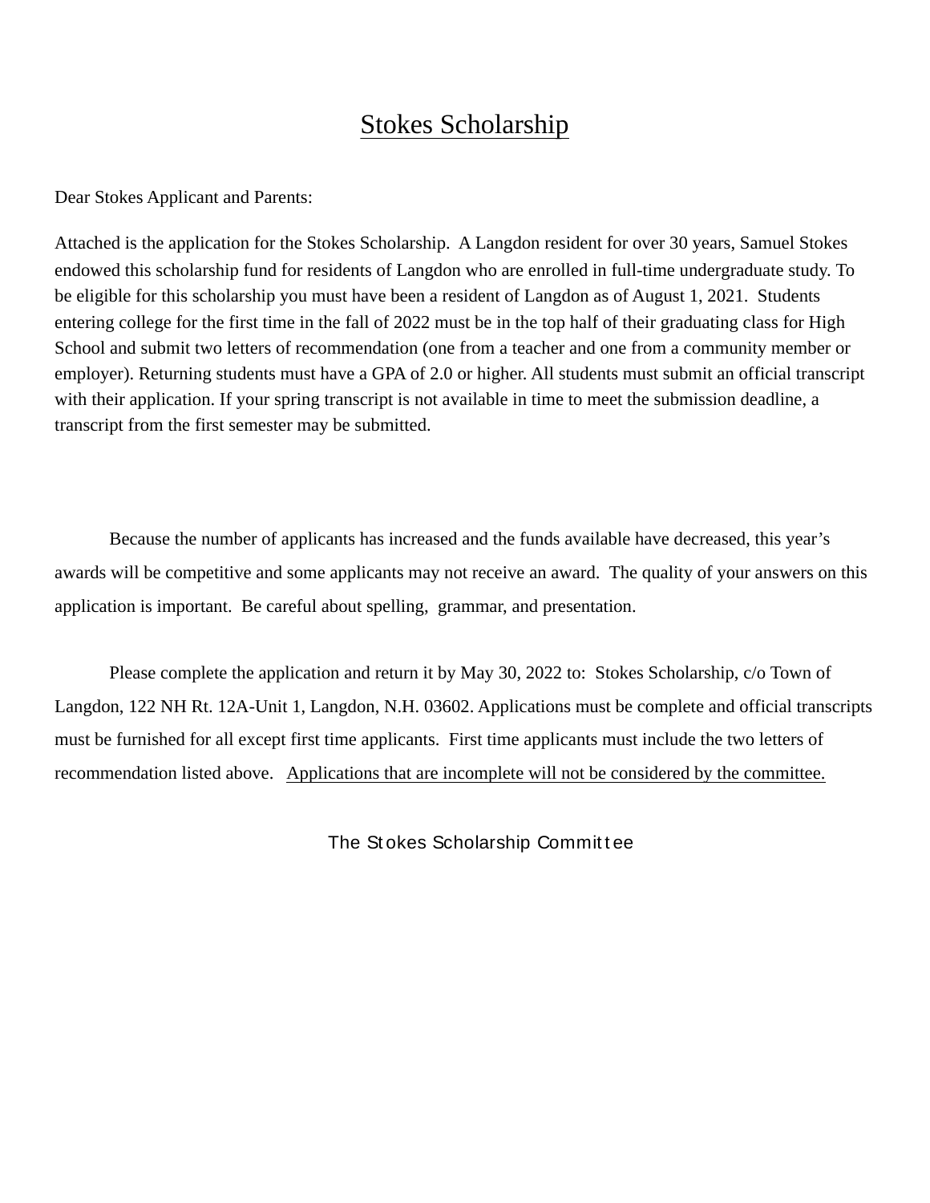# Stokes Scholarship

Dear Stokes Applicant and Parents:

Attached is the application for the Stokes Scholarship. A Langdon resident for over 30 years, Samuel Stokes endowed this scholarship fund for residents of Langdon who are enrolled in full-time undergraduate study. To be eligible for this scholarship you must have been a resident of Langdon as of August 1, 2021. Students entering college for the first time in the fall of 2022 must be in the top half of their graduating class for High School and submit two letters of recommendation (one from a teacher and one from a community member or employer). Returning students must have a GPA of 2.0 or higher. All students must submit an official transcript with their application. If your spring transcript is not available in time to meet the submission deadline, a transcript from the first semester may be submitted.

Because the number of applicants has increased and the funds available have decreased, this year's awards will be competitive and some applicants may not receive an award. The quality of your answers on this application is important. Be careful about spelling, grammar, and presentation.

Please complete the application and return it by May 30, 2022 to: Stokes Scholarship, c/o Town of Langdon, 122 NH Rt. 12A-Unit 1, Langdon, N.H. 03602. Applications must be complete and official transcripts must be furnished for all except first time applicants. First time applicants must include the two letters of recommendation listed above. <u>Applications that are incomplete will not be considered by the committee.</u>

The Stokes Scholarship Committee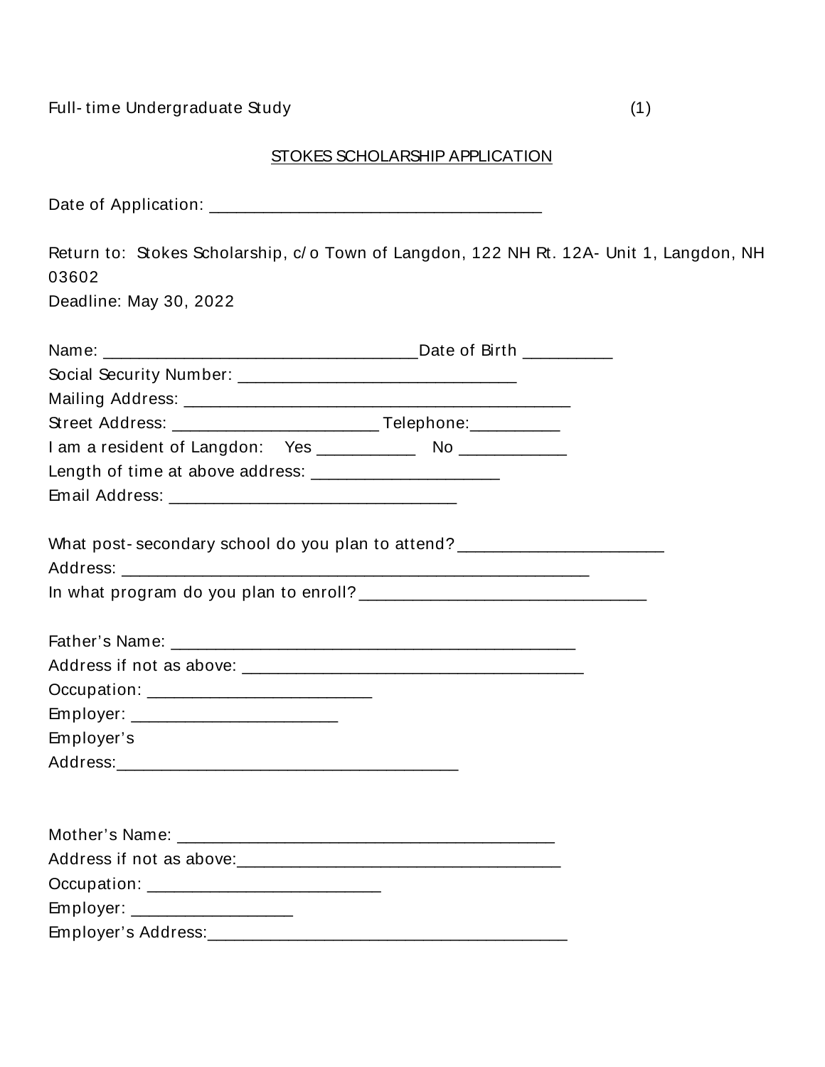Full-time Undergraduate Study (1)

## STOKES SCHOLARSHIP APPLICATION

Date of Application: ____________________________________

Return to: Stokes Scholarship, c/o Town of Langdon, 122 NH Rt. 12A- Unit 1, Langdon, NH 03602

Deadline: May 30, 2022

Name: __________________________________Date of Birth __________

Social Security Number: ______________________________

Mailing Address: __________________________________________

Street Address: ______________________ Telephone:__________

I am a resident of Langdon: Yes __________ No ___________

Length of time at above address: ____________________

Email Address: _______________________________

What post-secondary school do you plan to attend?______________________

Address: ___________________________________________________

In what program do you plan to enroll?_______________________________

Father's Name: ____________________________________________

Address if not as above: _____________________________________

Occupation: ________________________

Employer: ______________________

Employer's Address:_____________________________________

Mother's Name: _________________________________________

Address if not as above:____________________________________

Occupation: _________________________

Employer: _________________

Employer's Address:______________________________________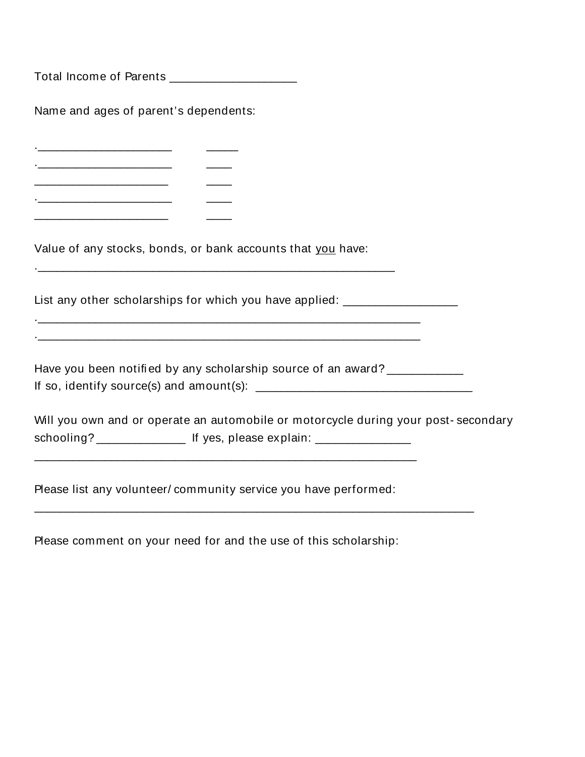Total Income of Parents ____________________

Name and ages of parent's dependents:

.______________________ _____
.______________________ ____
______________________ ____
.______________________ ____
______________________ ____

Value of any stocks, bonds, or bank accounts that <u>you</u> have:
.___________________________________________________________

List any other scholarships for which you have applied: __________________
.________________________________________________________________
.________________________________________________________________

Have you been notified by any scholarship source of an award? ____________
If so, identify source(s) and amount(s): ___________________________________

Will you own and or operate an automobile or motorcycle during your post-secondary schooling? ______________ If yes, please explain: _______________
_________________________________________________________________

Please list any volunteer/community service you have performed:
__________________________________________________________________________

Please comment on your need for and the use of this scholarship: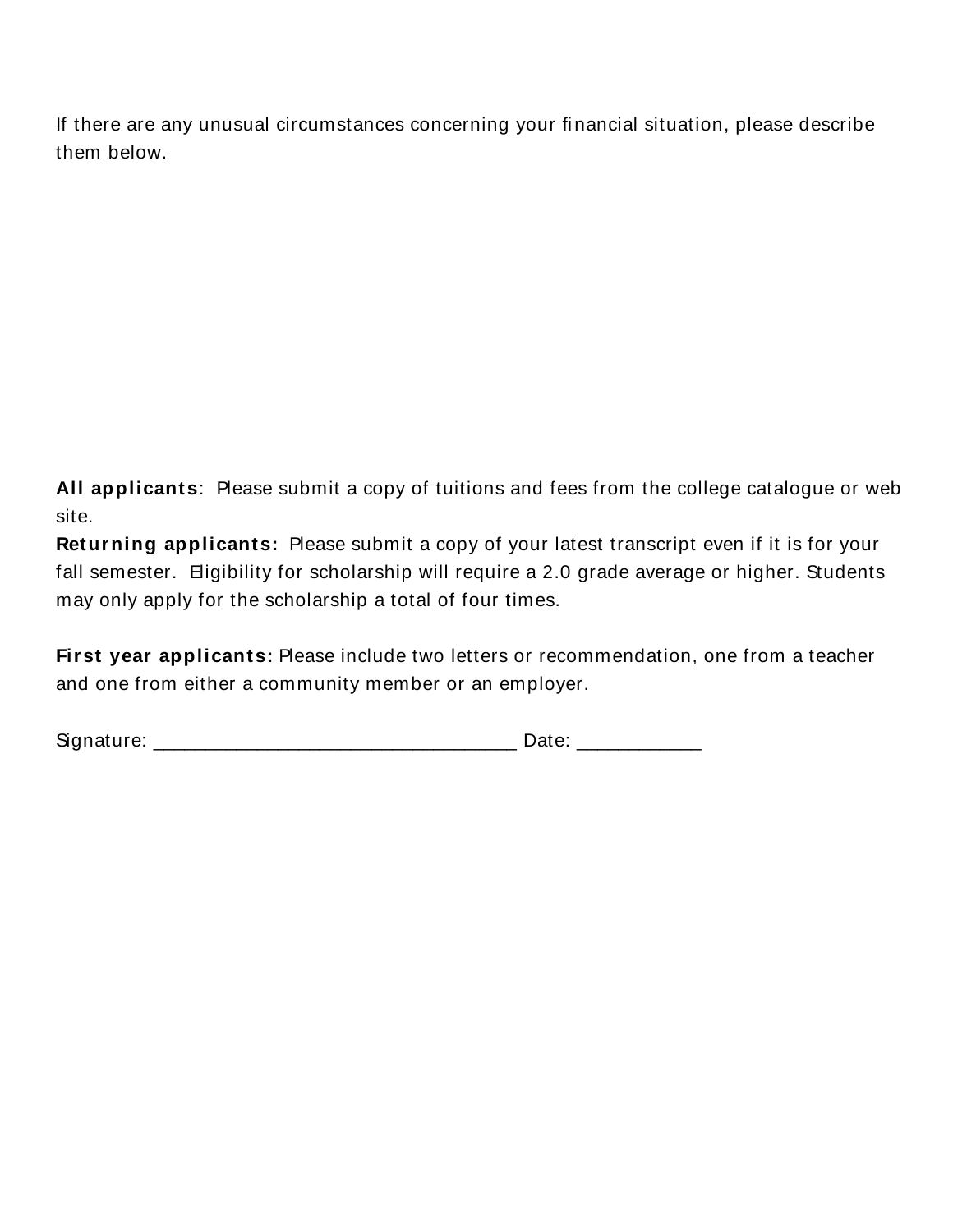If there are any unusual circumstances concerning your financial situation, please describe them below.

**All applicants**: Please submit a copy of tuitions and fees from the college catalogue or web site.

**Returning applicants:** Please submit a copy of your latest transcript even if it is for your fall semester. Eligibility for scholarship will require a 2.0 grade average or higher. Students may only apply for the scholarship a total of four times.

**First year applicants:** Please include two letters or recommendation, one from a teacher and one from either a community member or an employer.

Signature: ___________________________________ Date: ____________